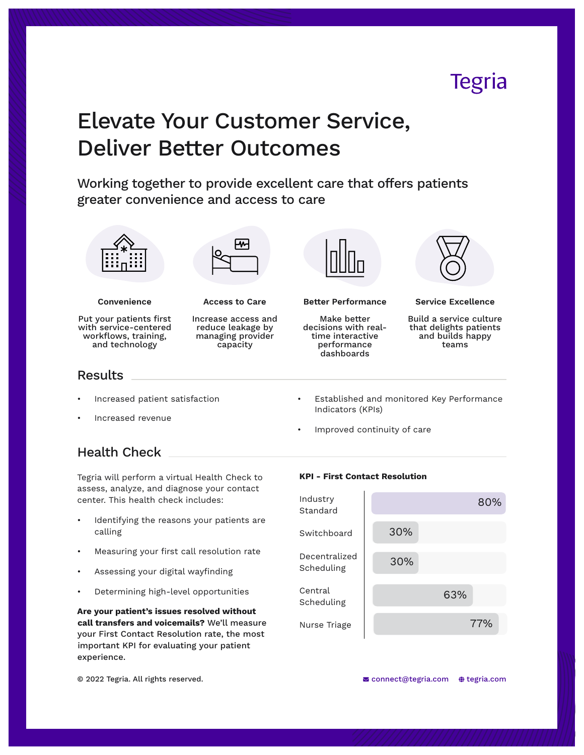Tegria

# Elevate Your Customer Service, Deliver Better Outcomes

## Working together to provide excellent care that offers patients greater convenience and access to care

**Convenience**

Put your patients first with service-centered workflows, training, and technology

**Access to Care**

Increase access and reduce leakage by managing provider capacity

**Better Performance**

Make better decisions with real-time interactive performance dashboards

**Service Excellence**

Build a service culture that delights patients and builds happy teams

## Results

- Increased patient satisfaction
- Increased revenue
- Established and monitored Key Performance Indicators (KPIs)
- Improved continuity of care

## Health Check

Tegria will perform a virtual Health Check to assess, analyze, and diagnose your contact center. This health check includes:

- Identifying the reasons your patients are calling
- Measuring your first call resolution rate
- Assessing your digital wayfinding
- Determining high-level opportunities

**Are your patient's issues resolved without call transfers and voicemails?** We'll measure your First Contact Resolution rate, the most important KPI for evaluating your patient experience.

**KPI - First Contact Resolution**

| | First Contact Resolution |
|---|---|
| Industry Standard | 80% |
| Switchboard | 30% |
| Decentralized Scheduling | 30% |
| Central Scheduling | 63% |
| Nurse Triage | 77% |

© 2022 Tegria. All rights reserved.

connect@tegria.com tegria.com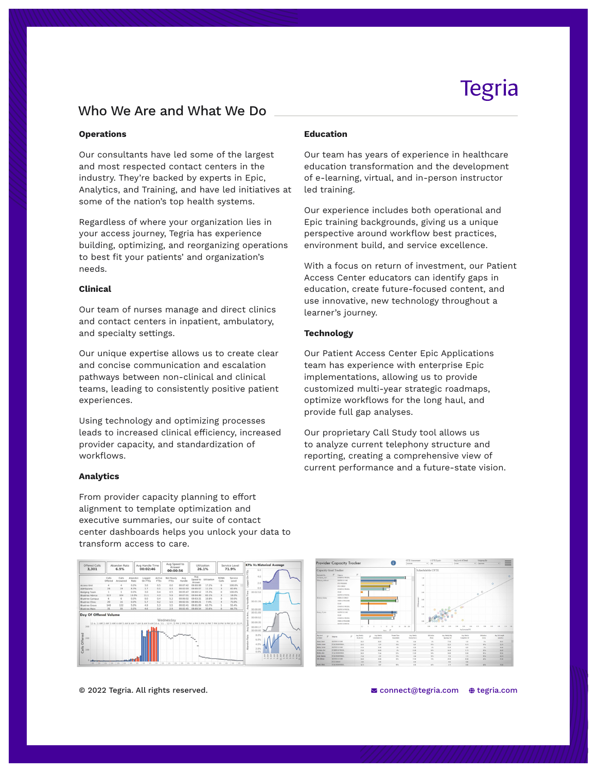# Who We Are and What We Do

### Operations

Our consultants have led some of the largest and most respected contact centers in the industry. They're backed by experts in Epic, Analytics, and Training, and have led initiatives at some of the nation's top health systems.

Regardless of where your organization lies in your access journey, Tegria has experience building, optimizing, and reorganizing operations to best fit your patients' and organization's needs.

### Clinical

Our team of nurses manage and direct clinics and contact centers in inpatient, ambulatory, and specialty settings.

Our unique expertise allows us to create clear and concise communication and escalation pathways between non-clinical and clinical teams, leading to consistently positive patient experiences.

Using technology and optimizing processes leads to increased clinical efficiency, increased provider capacity, and standardization of workflows.

### Analytics

From provider capacity planning to effort alignment to template optimization and executive summaries, our suite of contact center dashboards helps you unlock your data to transform access to care.

### Education

Our team has years of experience in healthcare education transformation and the development of e-learning, virtual, and in-person instructor led training.

Our experience includes both operational and Epic training backgrounds, giving us a unique perspective around workflow best practices, environment build, and service excellence.

With a focus on return of investment, our Patient Access Center educators can identify gaps in education, create future-focused content, and use innovative, new technology throughout a learner's journey.

### Technology

Our Patient Access Center Epic Applications team has experience with enterprise Epic implementations, allowing us to provide customized multi-year strategic roadmaps, optimize workflows for the long haul, and provide full gap analyses.

Our proprietary Call Study tool allows us to analyze current telephony structure and reporting, creating a comprehensive view of current performance and a future-state vision.

© 2022 Tegria. All rights reserved.

connect@tegria.com tegria.com